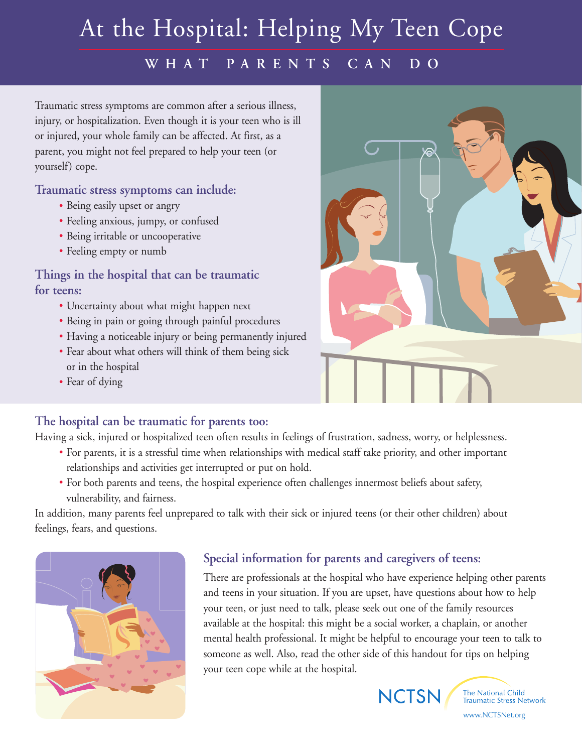# At the Hospital: Helping My Teen Cope

## WHAT PARENTS CAN DO

Traumatic stress symptoms are common after a serious illness, injury, or hospitalization. Even though it is your teen who is ill or injured, your whole family can be affected. At first, as a parent, you might not feel prepared to help your teen (or yourself) cope.

### Traumatic stress symptoms can include:

- Being easily upset or angry
- Feeling anxious, jumpy, or confused
- Being irritable or uncooperative
- Feeling empty or numb

### Things in the hospital that can be traumatic for teens:

- Uncertainty about what might happen next
- Being in pain or going through painful procedures
- Having a noticeable injury or being permanently injured
- Fear about what others will think of them being sick or in the hospital
- Fear of dying

### The hospital can be traumatic for parents too:

Having a sick, injured or hospitalized teen often results in feelings of frustration, sadness, worry, or helplessness.

- For parents, it is a stressful time when relationships with medical staff take priority, and other important relationships and activities get interrupted or put on hold.
- For both parents and teens, the hospital experience often challenges innermost beliefs about safety, vulnerability, and fairness.

In addition, many parents feel unprepared to talk with their sick or injured teens (or their other children) about feelings, fears, and questions.

### Special information for parents and caregivers of teens:

There are professionals at the hospital who have experience helping other parents and teens in your situation. If you are upset, have questions about how to help your teen, or just need to talk, please seek out one of the family resources available at the hospital: this might be a social worker, a chaplain, or another mental health professional. It might be helpful to encourage your teen to talk to someone as well. Also, read the other side of this handout for tips on helping your teen cope while at the hospital.

NCTSN The National Child Traumatic Stress Network

www.NCTSNet.org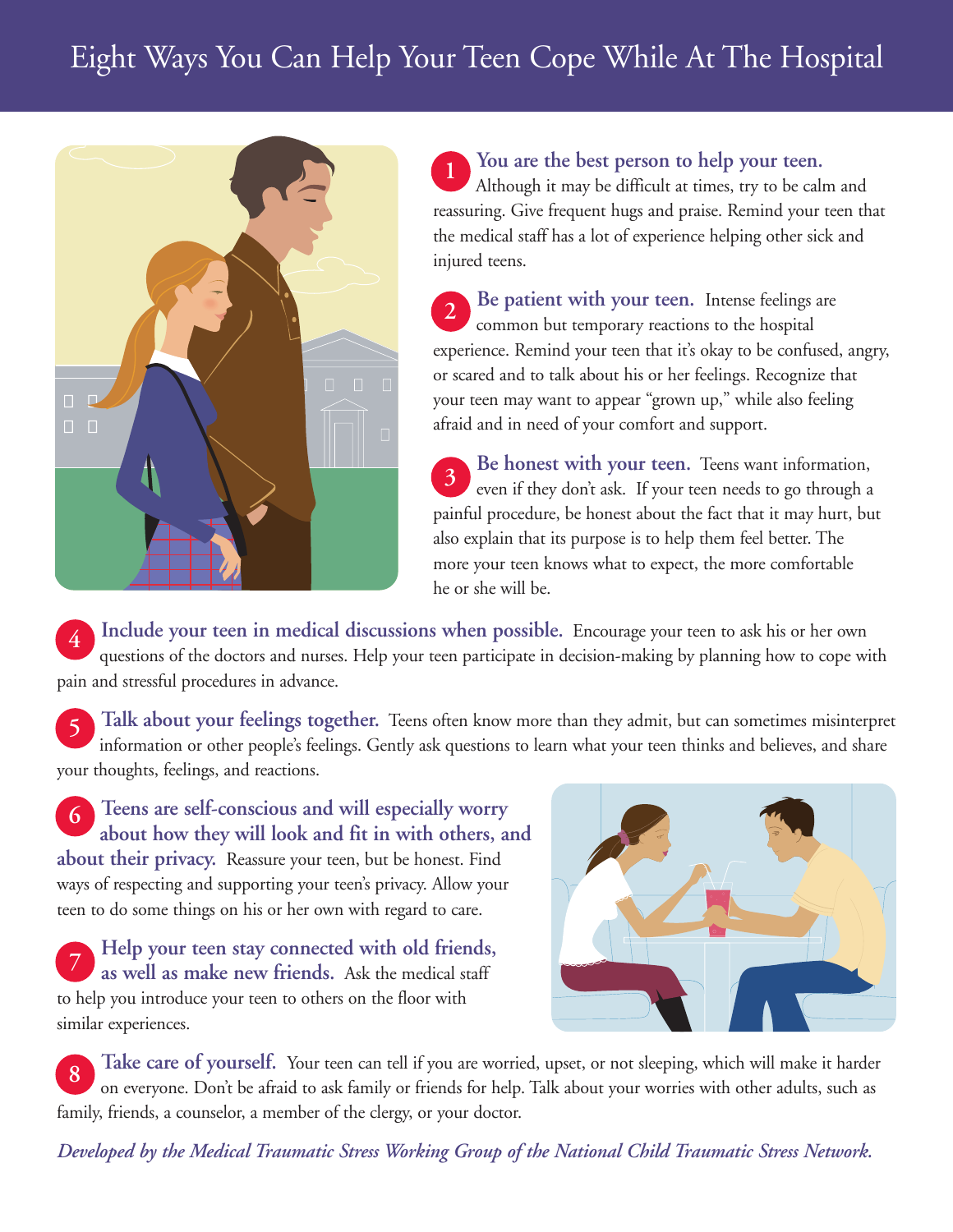# Eight Ways You Can Help Your Teen Cope While At The Hospital

1. **You are the best person to help your teen.** Although it may be difficult at times, try to be calm and reassuring. Give frequent hugs and praise. Remind your teen that the medical staff has a lot of experience helping other sick and injured teens.

2. **Be patient with your teen.** Intense feelings are common but temporary reactions to the hospital experience. Remind your teen that it's okay to be confused, angry, or scared and to talk about his or her feelings. Recognize that your teen may want to appear "grown up," while also feeling afraid and in need of your comfort and support.

3. **Be honest with your teen.** Teens want information, even if they don't ask. If your teen needs to go through a painful procedure, be honest about the fact that it may hurt, but also explain that its purpose is to help them feel better. The more your teen knows what to expect, the more comfortable he or she will be.

4. **Include your teen in medical discussions when possible.** Encourage your teen to ask his or her own questions of the doctors and nurses. Help your teen participate in decision-making by planning how to cope with pain and stressful procedures in advance.

5. **Talk about your feelings together.** Teens often know more than they admit, but can sometimes misinterpret information or other people's feelings. Gently ask questions to learn what your teen thinks and believes, and share your thoughts, feelings, and reactions.

6. **Teens are self-conscious and will especially worry about how they will look and fit in with others, and about their privacy.** Reassure your teen, but be honest. Find ways of respecting and supporting your teen's privacy. Allow your teen to do some things on his or her own with regard to care.

7. **Help your teen stay connected with old friends, as well as make new friends.** Ask the medical staff to help you introduce your teen to others on the floor with similar experiences.

8. **Take care of yourself.** Your teen can tell if you are worried, upset, or not sleeping, which will make it harder on everyone. Don't be afraid to ask family or friends for help. Talk about your worries with other adults, such as family, friends, a counselor, a member of the clergy, or your doctor.

*Developed by the Medical Traumatic Stress Working Group of the National Child Traumatic Stress Network.*